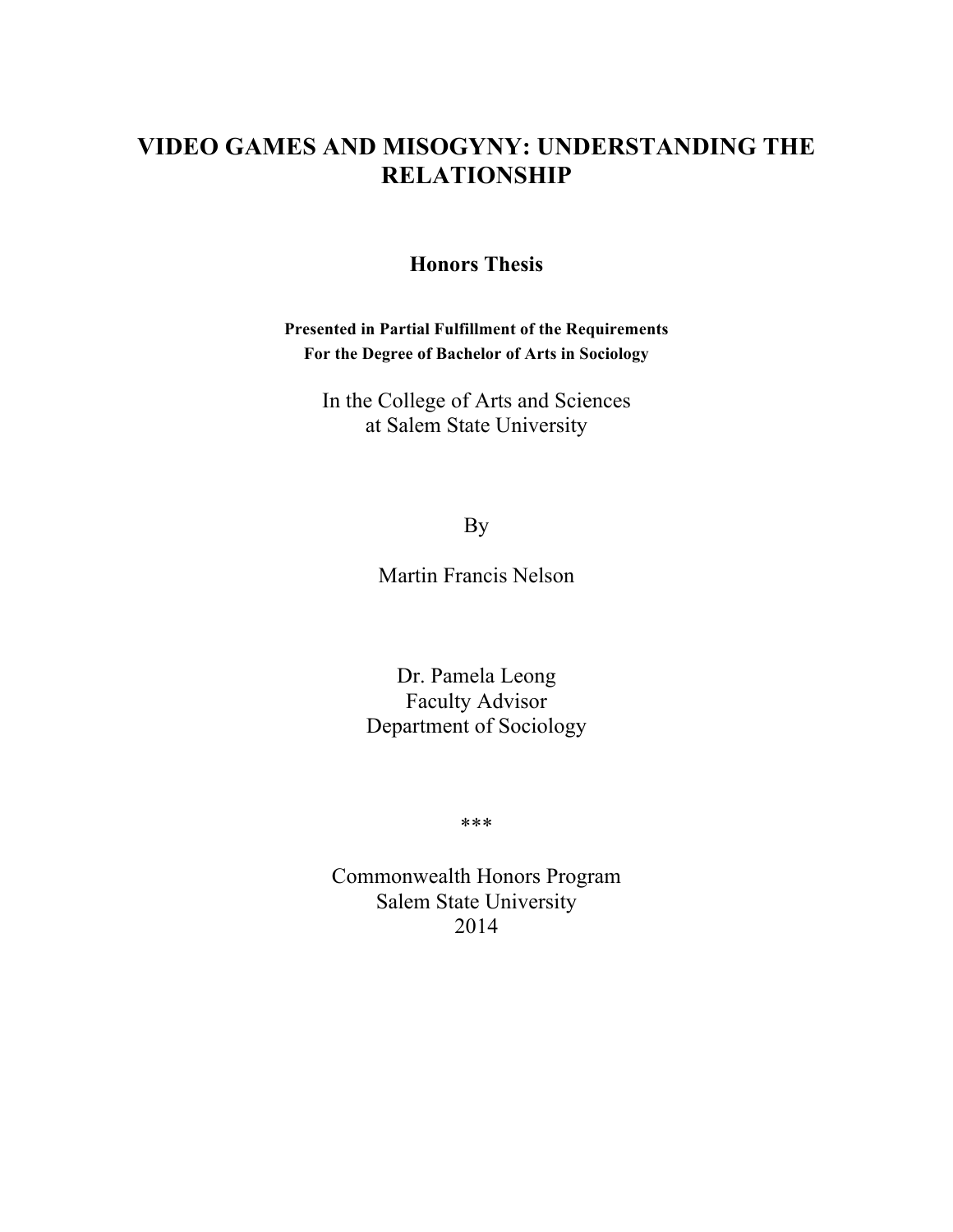# VIDEO GAMES AND MISOGYNY: UNDERSTANDING THE RELATIONSHIP

**Honors Thesis**

**Presented in Partial Fulfillment of the Requirements**
**For the Degree of Bachelor of Arts in Sociology**

In the College of Arts and Sciences
at Salem State University

By

Martin Francis Nelson

Dr. Pamela Leong
Faculty Advisor
Department of Sociology

***

Commonwealth Honors Program
Salem State University
2014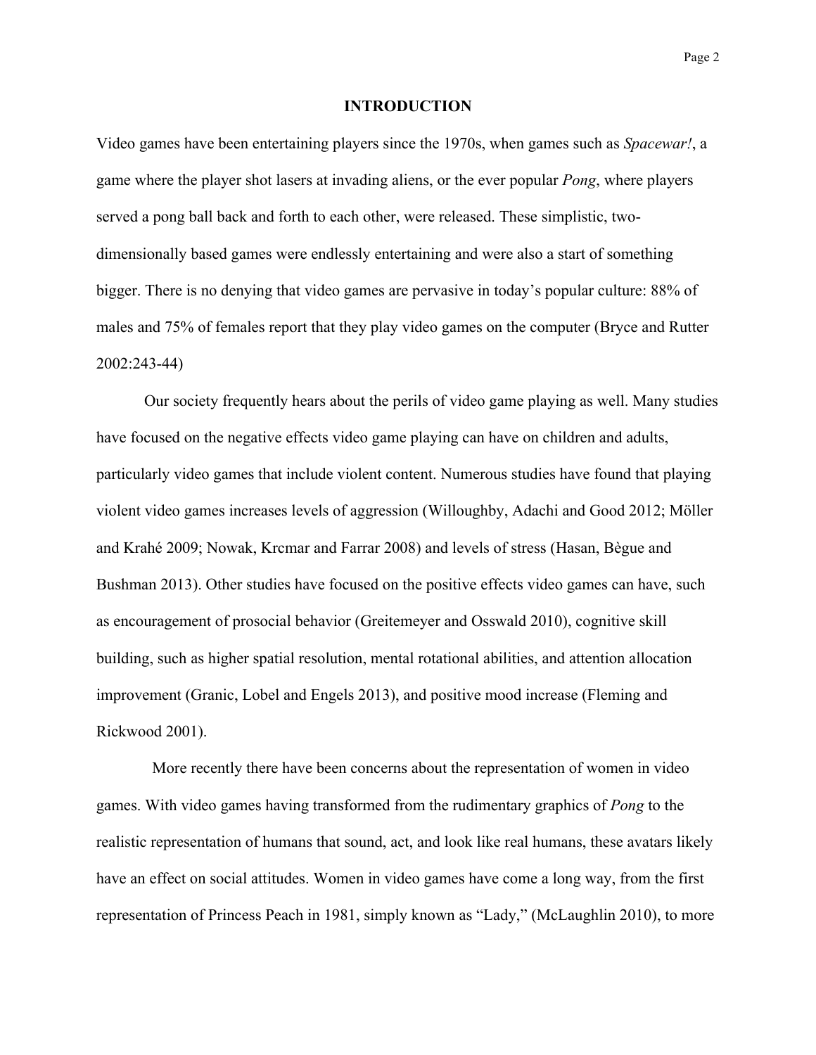## INTRODUCTION

Video games have been entertaining players since the 1970s, when games such as *Spacewar!*, a game where the player shot lasers at invading aliens, or the ever popular *Pong*, where players served a pong ball back and forth to each other, were released. These simplistic, two-dimensionally based games were endlessly entertaining and were also a start of something bigger. There is no denying that video games are pervasive in today's popular culture: 88% of males and 75% of females report that they play video games on the computer (Bryce and Rutter 2002:243-44)

Our society frequently hears about the perils of video game playing as well. Many studies have focused on the negative effects video game playing can have on children and adults, particularly video games that include violent content. Numerous studies have found that playing violent video games increases levels of aggression (Willoughby, Adachi and Good 2012; Möller and Krahé 2009; Nowak, Krcmar and Farrar 2008) and levels of stress (Hasan, Bègue and Bushman 2013). Other studies have focused on the positive effects video games can have, such as encouragement of prosocial behavior (Greitemeyer and Osswald 2010), cognitive skill building, such as higher spatial resolution, mental rotational abilities, and attention allocation improvement (Granic, Lobel and Engels 2013), and positive mood increase (Fleming and Rickwood 2001).

More recently there have been concerns about the representation of women in video games. With video games having transformed from the rudimentary graphics of *Pong* to the realistic representation of humans that sound, act, and look like real humans, these avatars likely have an effect on social attitudes. Women in video games have come a long way, from the first representation of Princess Peach in 1981, simply known as "Lady," (McLaughlin 2010), to more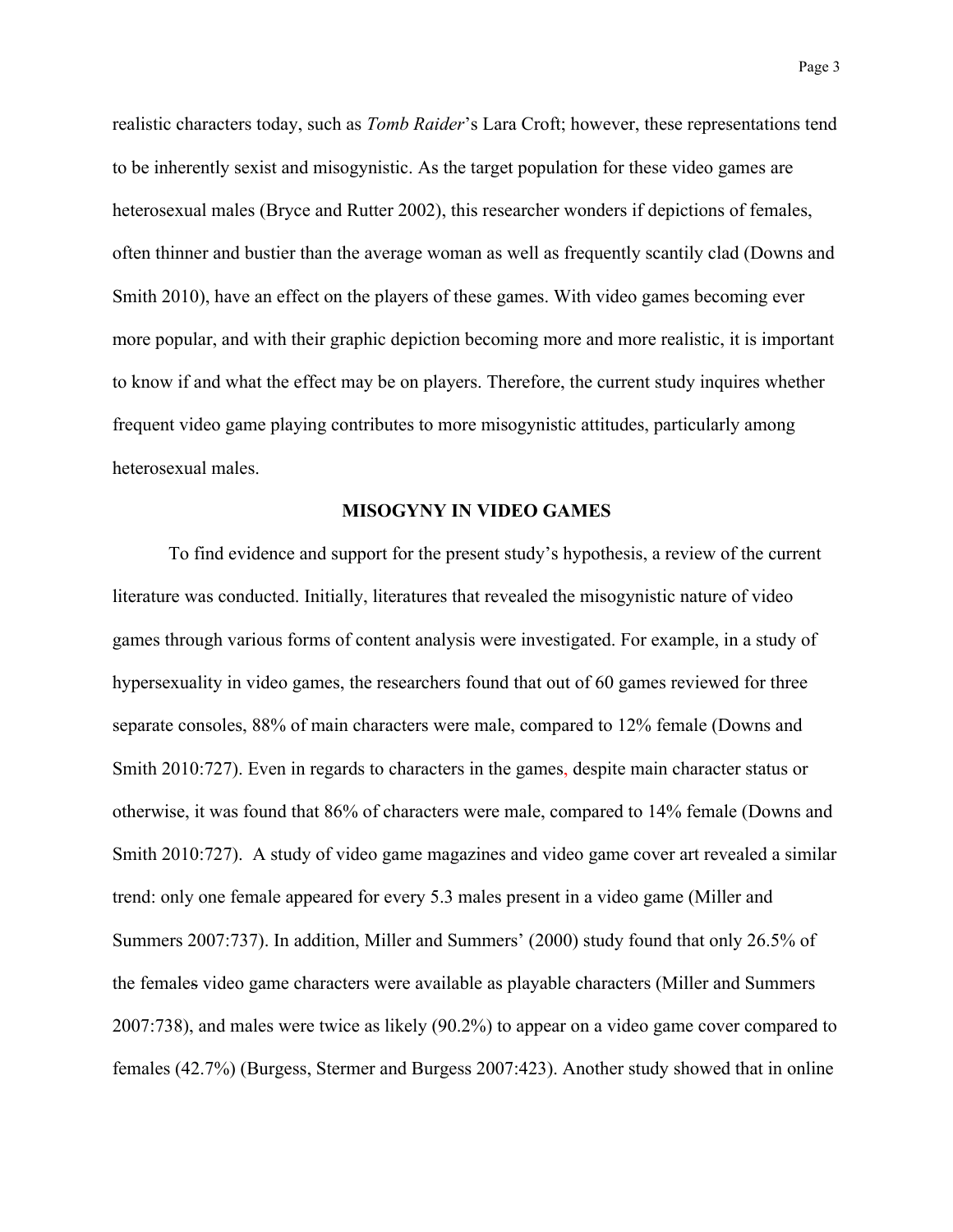realistic characters today, such as *Tomb Raider*'s Lara Croft; however, these representations tend to be inherently sexist and misogynistic. As the target population for these video games are heterosexual males (Bryce and Rutter 2002), this researcher wonders if depictions of females, often thinner and bustier than the average woman as well as frequently scantily clad (Downs and Smith 2010), have an effect on the players of these games. With video games becoming ever more popular, and with their graphic depiction becoming more and more realistic, it is important to know if and what the effect may be on players. Therefore, the current study inquires whether frequent video game playing contributes to more misogynistic attitudes, particularly among heterosexual males.

## MISOGYNY IN VIDEO GAMES

To find evidence and support for the present study's hypothesis, a review of the current literature was conducted. Initially, literatures that revealed the misogynistic nature of video games through various forms of content analysis were investigated. For example, in a study of hypersexuality in video games, the researchers found that out of 60 games reviewed for three separate consoles, 88% of main characters were male, compared to 12% female (Downs and Smith 2010:727). Even in regards to characters in the games, despite main character status or otherwise, it was found that 86% of characters were male, compared to 14% female (Downs and Smith 2010:727). A study of video game magazines and video game cover art revealed a similar trend: only one female appeared for every 5.3 males present in a video game (Miller and Summers 2007:737). In addition, Miller and Summers' (2000) study found that only 26.5% of the females video game characters were available as playable characters (Miller and Summers 2007:738), and males were twice as likely (90.2%) to appear on a video game cover compared to females (42.7%) (Burgess, Stermer and Burgess 2007:423). Another study showed that in online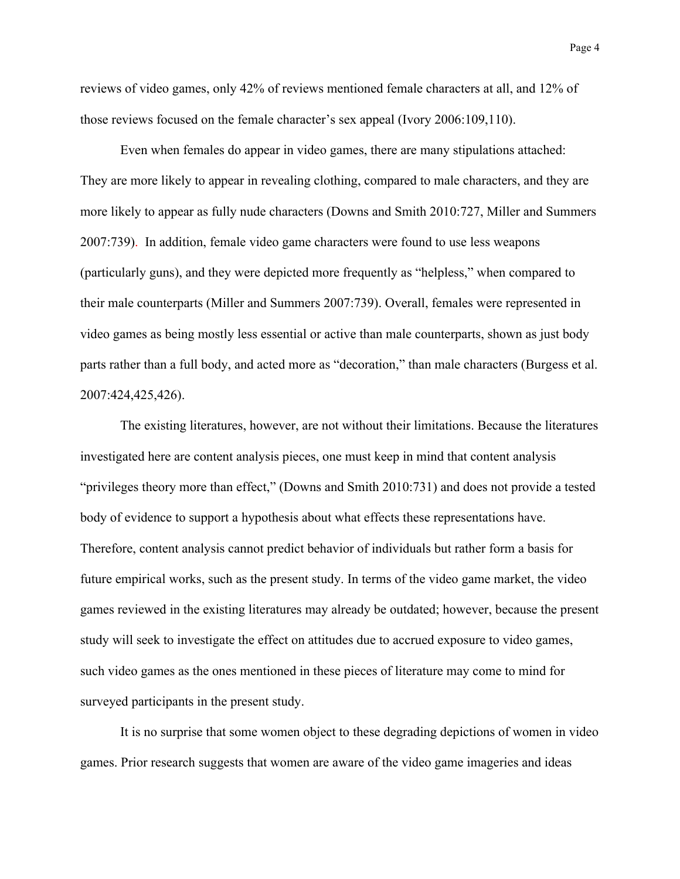reviews of video games, only 42% of reviews mentioned female characters at all, and 12% of those reviews focused on the female character's sex appeal (Ivory 2006:109,110).

Even when females do appear in video games, there are many stipulations attached: They are more likely to appear in revealing clothing, compared to male characters, and they are more likely to appear as fully nude characters (Downs and Smith 2010:727, Miller and Summers 2007:739). In addition, female video game characters were found to use less weapons (particularly guns), and they were depicted more frequently as "helpless," when compared to their male counterparts (Miller and Summers 2007:739). Overall, females were represented in video games as being mostly less essential or active than male counterparts, shown as just body parts rather than a full body, and acted more as "decoration," than male characters (Burgess et al. 2007:424,425,426).

The existing literatures, however, are not without their limitations. Because the literatures investigated here are content analysis pieces, one must keep in mind that content analysis "privileges theory more than effect," (Downs and Smith 2010:731) and does not provide a tested body of evidence to support a hypothesis about what effects these representations have. Therefore, content analysis cannot predict behavior of individuals but rather form a basis for future empirical works, such as the present study. In terms of the video game market, the video games reviewed in the existing literatures may already be outdated; however, because the present study will seek to investigate the effect on attitudes due to accrued exposure to video games, such video games as the ones mentioned in these pieces of literature may come to mind for surveyed participants in the present study.

It is no surprise that some women object to these degrading depictions of women in video games. Prior research suggests that women are aware of the video game imageries and ideas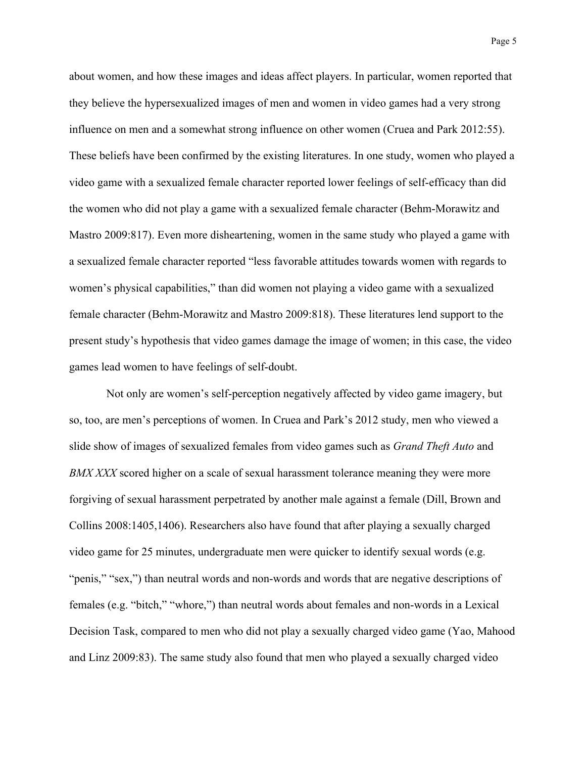about women, and how these images and ideas affect players. In particular, women reported that they believe the hypersexualized images of men and women in video games had a very strong influence on men and a somewhat strong influence on other women (Cruea and Park 2012:55). These beliefs have been confirmed by the existing literatures. In one study, women who played a video game with a sexualized female character reported lower feelings of self-efficacy than did the women who did not play a game with a sexualized female character (Behm-Morawitz and Mastro 2009:817). Even more disheartening, women in the same study who played a game with a sexualized female character reported "less favorable attitudes towards women with regards to women's physical capabilities," than did women not playing a video game with a sexualized female character (Behm-Morawitz and Mastro 2009:818). These literatures lend support to the present study's hypothesis that video games damage the image of women; in this case, the video games lead women to have feelings of self-doubt.

Not only are women's self-perception negatively affected by video game imagery, but so, too, are men's perceptions of women. In Cruea and Park's 2012 study, men who viewed a slide show of images of sexualized females from video games such as *Grand Theft Auto* and *BMX XXX* scored higher on a scale of sexual harassment tolerance meaning they were more forgiving of sexual harassment perpetrated by another male against a female (Dill, Brown and Collins 2008:1405,1406). Researchers also have found that after playing a sexually charged video game for 25 minutes, undergraduate men were quicker to identify sexual words (e.g. "penis," "sex,") than neutral words and non-words and words that are negative descriptions of females (e.g. "bitch," "whore,") than neutral words about females and non-words in a Lexical Decision Task, compared to men who did not play a sexually charged video game (Yao, Mahood and Linz 2009:83). The same study also found that men who played a sexually charged video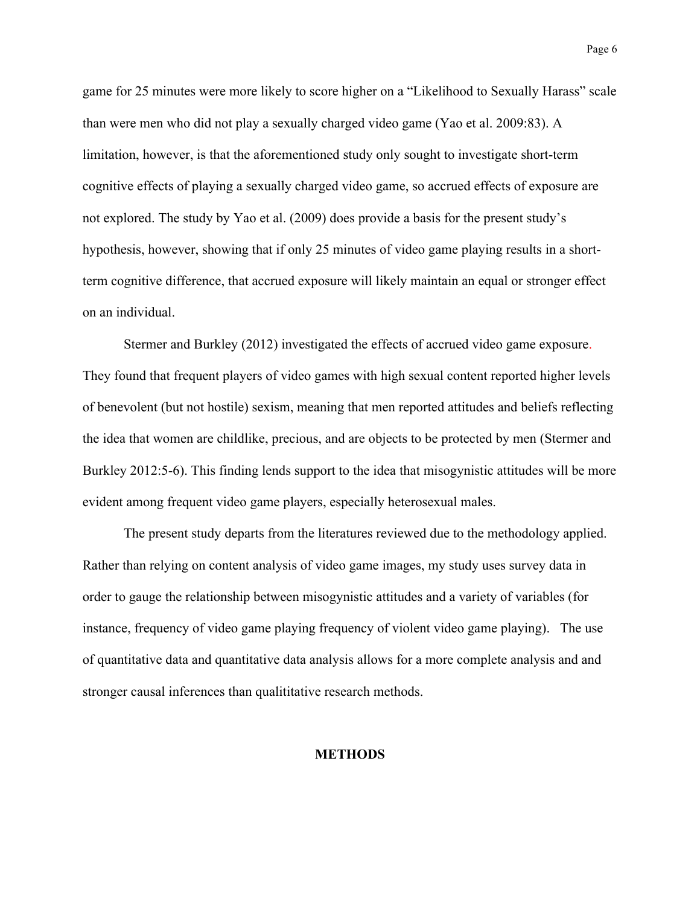game for 25 minutes were more likely to score higher on a "Likelihood to Sexually Harass" scale than were men who did not play a sexually charged video game (Yao et al. 2009:83). A limitation, however, is that the aforementioned study only sought to investigate short-term cognitive effects of playing a sexually charged video game, so accrued effects of exposure are not explored. The study by Yao et al. (2009) does provide a basis for the present study's hypothesis, however, showing that if only 25 minutes of video game playing results in a short-term cognitive difference, that accrued exposure will likely maintain an equal or stronger effect on an individual.

Stermer and Burkley (2012) investigated the effects of accrued video game exposure. They found that frequent players of video games with high sexual content reported higher levels of benevolent (but not hostile) sexism, meaning that men reported attitudes and beliefs reflecting the idea that women are childlike, precious, and are objects to be protected by men (Stermer and Burkley 2012:5-6). This finding lends support to the idea that misogynistic attitudes will be more evident among frequent video game players, especially heterosexual males.

The present study departs from the literatures reviewed due to the methodology applied. Rather than relying on content analysis of video game images, my study uses survey data in order to gauge the relationship between misogynistic attitudes and a variety of variables (for instance, frequency of video game playing frequency of violent video game playing). The use of quantitative data and quantitative data analysis allows for a more complete analysis and and stronger causal inferences than qualititative research methods.

## METHODS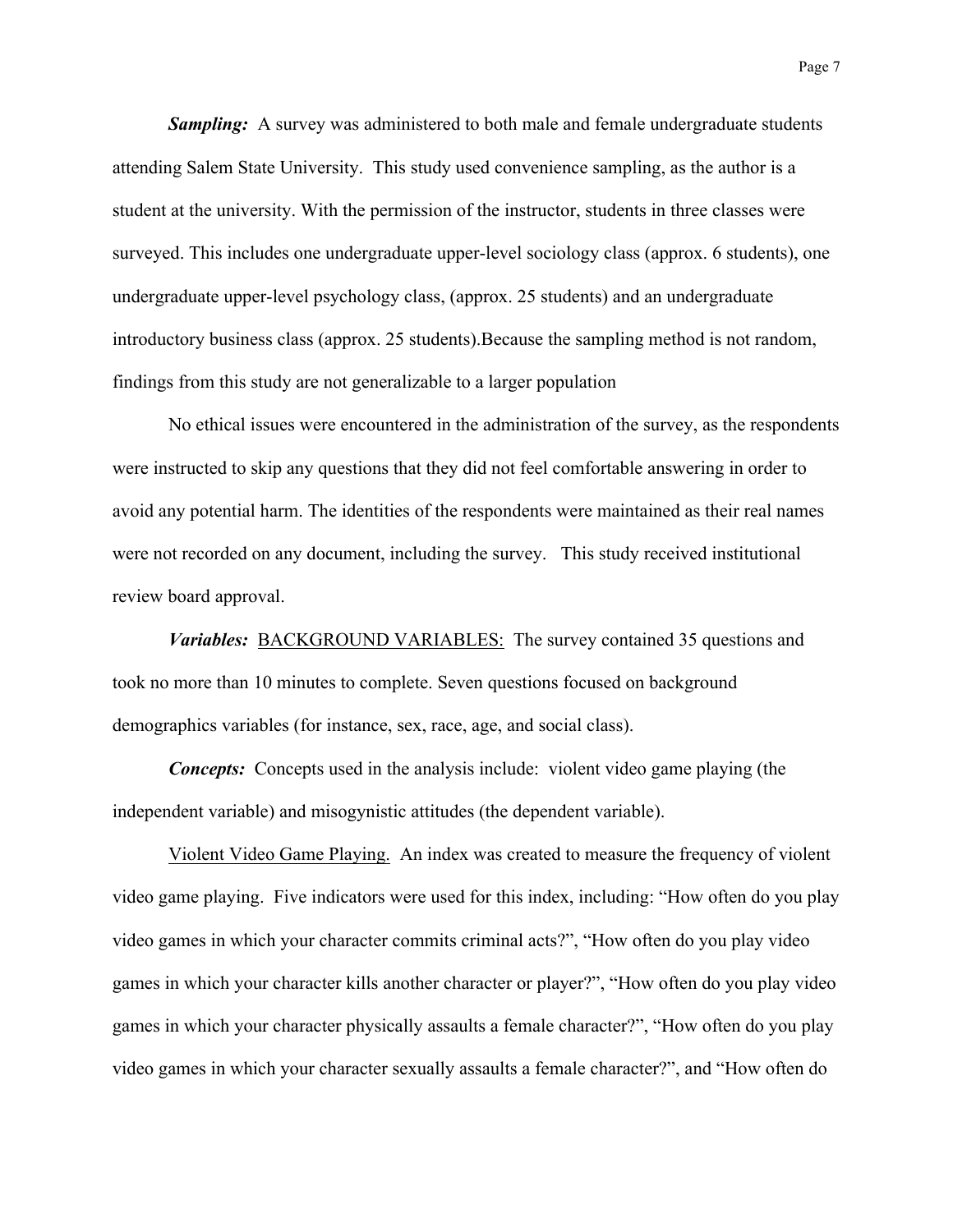***Sampling:*** A survey was administered to both male and female undergraduate students attending Salem State University. This study used convenience sampling, as the author is a student at the university. With the permission of the instructor, students in three classes were surveyed. This includes one undergraduate upper-level sociology class (approx. 6 students), one undergraduate upper-level psychology class, (approx. 25 students) and an undergraduate introductory business class (approx. 25 students).Because the sampling method is not random, findings from this study are not generalizable to a larger population

No ethical issues were encountered in the administration of the survey, as the respondents were instructed to skip any questions that they did not feel comfortable answering in order to avoid any potential harm. The identities of the respondents were maintained as their real names were not recorded on any document, including the survey. This study received institutional review board approval.

***Variables:*** <u>BACKGROUND VARIABLES:</u> The survey contained 35 questions and took no more than 10 minutes to complete. Seven questions focused on background demographics variables (for instance, sex, race, age, and social class).

***Concepts:*** Concepts used in the analysis include: violent video game playing (the independent variable) and misogynistic attitudes (the dependent variable).

<u>Violent Video Game Playing.</u> An index was created to measure the frequency of violent video game playing. Five indicators were used for this index, including: "How often do you play video games in which your character commits criminal acts?", "How often do you play video games in which your character kills another character or player?", "How often do you play video games in which your character physically assaults a female character?", "How often do you play video games in which your character sexually assaults a female character?", and "How often do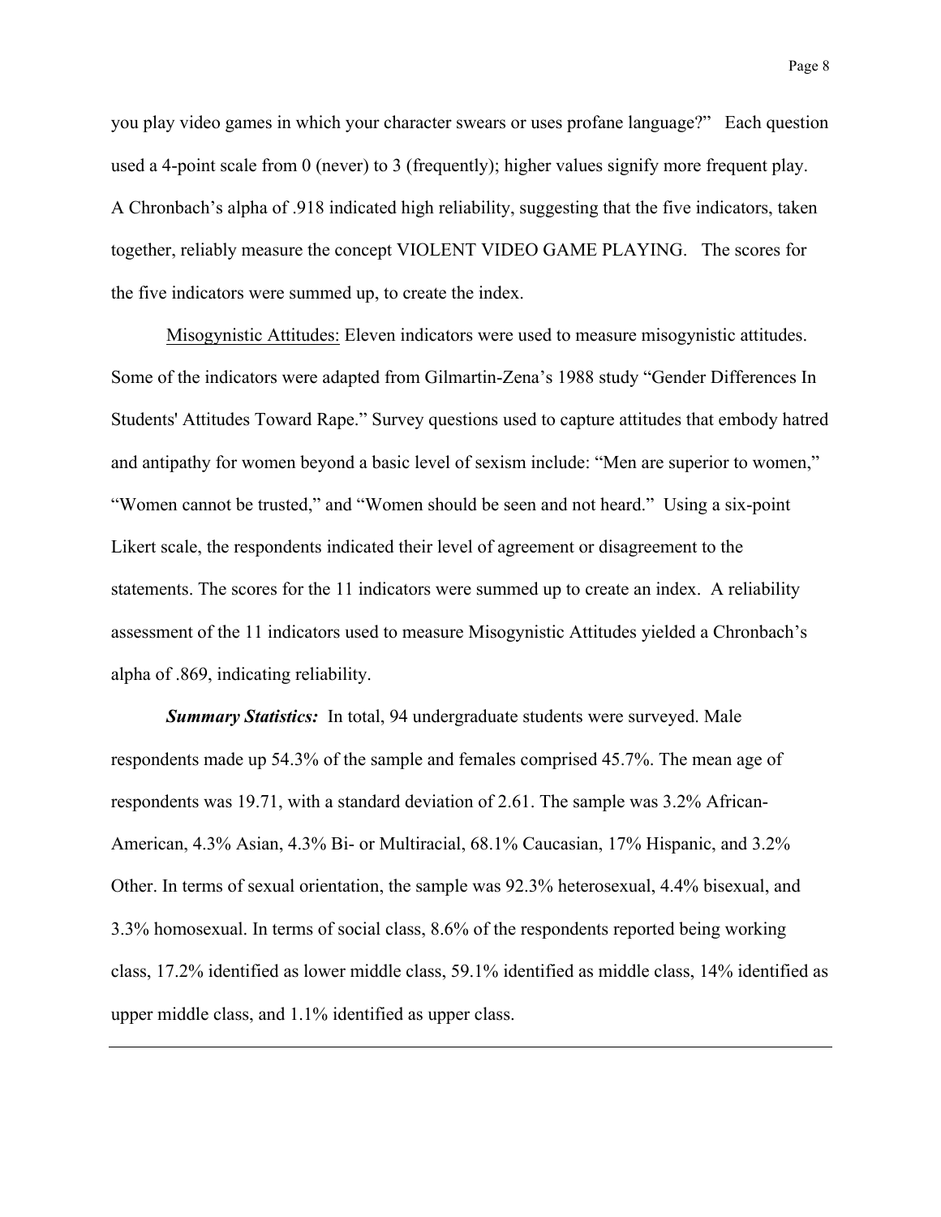you play video games in which your character swears or uses profane language?" Each question used a 4-point scale from 0 (never) to 3 (frequently); higher values signify more frequent play. A Chronbach's alpha of .918 indicated high reliability, suggesting that the five indicators, taken together, reliably measure the concept VIOLENT VIDEO GAME PLAYING. The scores for the five indicators were summed up, to create the index.

Misogynistic Attitudes: Eleven indicators were used to measure misogynistic attitudes. Some of the indicators were adapted from Gilmartin-Zena's 1988 study "Gender Differences In Students' Attitudes Toward Rape." Survey questions used to capture attitudes that embody hatred and antipathy for women beyond a basic level of sexism include: "Men are superior to women," "Women cannot be trusted," and "Women should be seen and not heard." Using a six-point Likert scale, the respondents indicated their level of agreement or disagreement to the statements. The scores for the 11 indicators were summed up to create an index. A reliability assessment of the 11 indicators used to measure Misogynistic Attitudes yielded a Chronbach's alpha of .869, indicating reliability.

***Summary Statistics:*** In total, 94 undergraduate students were surveyed. Male respondents made up 54.3% of the sample and females comprised 45.7%. The mean age of respondents was 19.71, with a standard deviation of 2.61. The sample was 3.2% African-American, 4.3% Asian, 4.3% Bi- or Multiracial, 68.1% Caucasian, 17% Hispanic, and 3.2% Other. In terms of sexual orientation, the sample was 92.3% heterosexual, 4.4% bisexual, and 3.3% homosexual. In terms of social class, 8.6% of the respondents reported being working class, 17.2% identified as lower middle class, 59.1% identified as middle class, 14% identified as upper middle class, and 1.1% identified as upper class.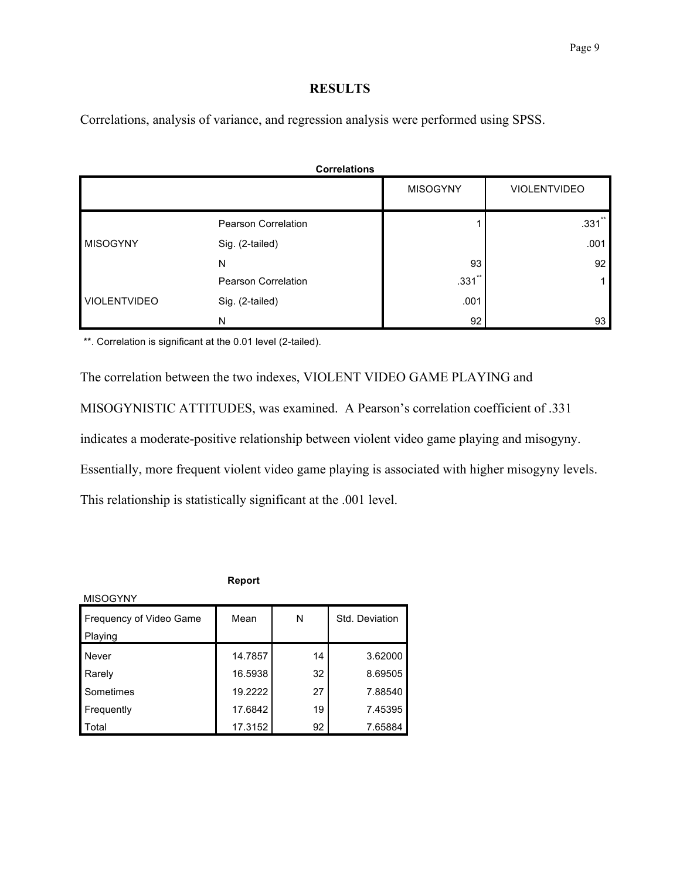## RESULTS

Correlations, analysis of variance, and regression analysis were performed using SPSS.

**Correlations**

| | | MISOGYNY | VIOLENTVIDEO |
|---|---|---|---|
| MISOGYNY | Pearson Correlation | 1 | .331** |
| | Sig. (2-tailed) | | .001 |
| | N | 93 | 92 |
| VIOLENTVIDEO | Pearson Correlation | .331** | 1 |
| | Sig. (2-tailed) | .001 | |
| | N | 92 | 93 |

**. Correlation is significant at the 0.01 level (2-tailed).

The correlation between the two indexes, VIOLENT VIDEO GAME PLAYING and MISOGYNISTIC ATTITUDES, was examined. A Pearson's correlation coefficient of .331 indicates a moderate-positive relationship between violent video game playing and misogyny. Essentially, more frequent violent video game playing is associated with higher misogyny levels. This relationship is statistically significant at the .001 level.

**Report**

MISOGYNY

| Frequency of Video Game Playing | Mean | N | Std. Deviation |
|---|---|---|---|
| Never | 14.7857 | 14 | 3.62000 |
| Rarely | 16.5938 | 32 | 8.69505 |
| Sometimes | 19.2222 | 27 | 7.88540 |
| Frequently | 17.6842 | 19 | 7.45395 |
| Total | 17.3152 | 92 | 7.65884 |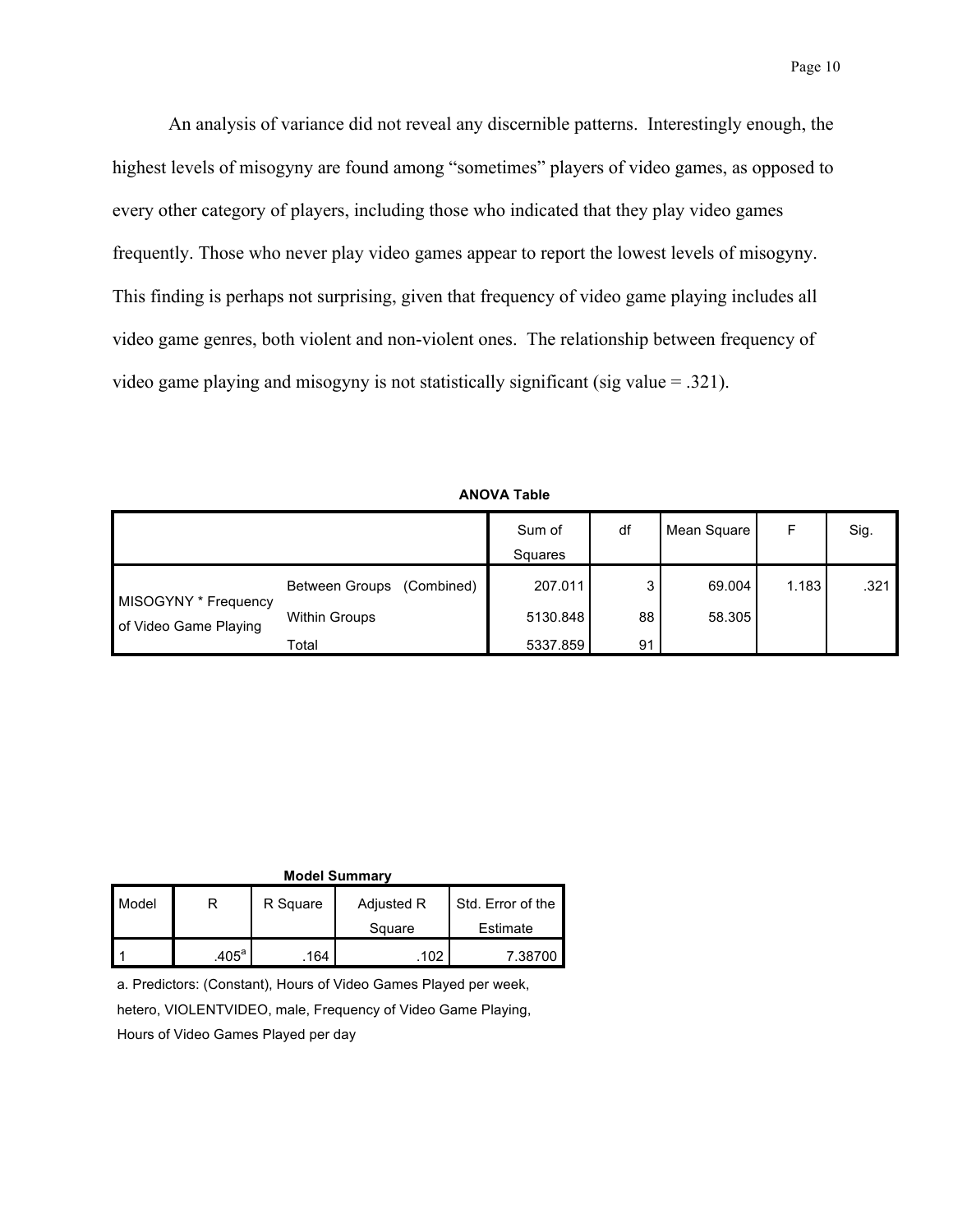An analysis of variance did not reveal any discernible patterns. Interestingly enough, the highest levels of misogyny are found among "sometimes" players of video games, as opposed to every other category of players, including those who indicated that they play video games frequently. Those who never play video games appear to report the lowest levels of misogyny. This finding is perhaps not surprising, given that frequency of video game playing includes all video game genres, both violent and non-violent ones. The relationship between frequency of video game playing and misogyny is not statistically significant (sig value = .321).

**ANOVA Table**

| | | | Sum of Squares | df | Mean Square | F | Sig. |
|---|---|---|---|---|---|---|---|
| MISOGYNY * Frequency of Video Game Playing | Between Groups | (Combined) | 207.011 | 3 | 69.004 | 1.183 | .321 |
| | Within Groups | | 5130.848 | 88 | 58.305 | | |
| | Total | | 5337.859 | 91 | | | |

**Model Summary**

| Model | R | R Square | Adjusted R Square | Std. Error of the Estimate |
|---|---|---|---|---|
| 1 | .405[a] | .164 | .102 | 7.38700 |

a. Predictors: (Constant), Hours of Video Games Played per week, hetero, VIOLENTVIDEO, male, Frequency of Video Game Playing, Hours of Video Games Played per day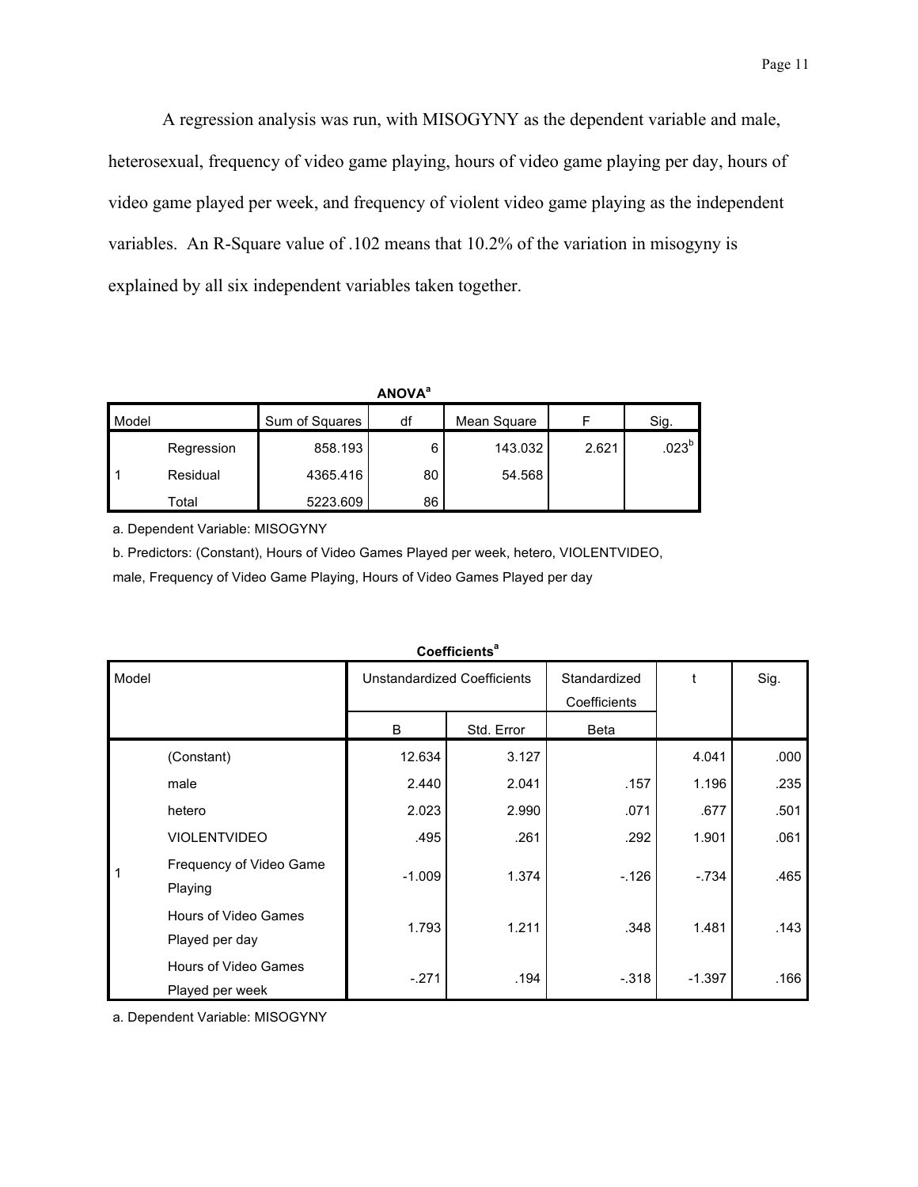A regression analysis was run, with MISOGYNY as the dependent variable and male, heterosexual, frequency of video game playing, hours of video game playing per day, hours of video game played per week, and frequency of violent video game playing as the independent variables. An R-Square value of .102 means that 10.2% of the variation in misogyny is explained by all six independent variables taken together.

**ANOVA**[a]

| Model | | Sum of Squares | df | Mean Square | F | Sig. |
|---|---|---|---|---|---|---|
| 1 | Regression | 858.193 | 6 | 143.032 | 2.621 | .023[b] |
| | Residual | 4365.416 | 80 | 54.568 | | |
| | Total | 5223.609 | 86 | | | |

a. Dependent Variable: MISOGYNY

b. Predictors: (Constant), Hours of Video Games Played per week, hetero, VIOLENTVIDEO, male, Frequency of Video Game Playing, Hours of Video Games Played per day

**Coefficients**[a]

| Model | | Unstandardized Coefficients | | Standardized Coefficients | t | Sig. |
|---|---|---|---|---|---|---|
| | | B | Std. Error | Beta | | |
| 1 | (Constant) | 12.634 | 3.127 | | 4.041 | .000 |
| | male | 2.440 | 2.041 | .157 | 1.196 | .235 |
| | hetero | 2.023 | 2.990 | .071 | .677 | .501 |
| | VIOLENTVIDEO | .495 | .261 | .292 | 1.901 | .061 |
| | Frequency of Video Game Playing | -1.009 | 1.374 | -.126 | -.734 | .465 |
| | Hours of Video Games Played per day | 1.793 | 1.211 | .348 | 1.481 | .143 |
| | Hours of Video Games Played per week | -.271 | .194 | -.318 | -1.397 | .166 |

a. Dependent Variable: MISOGYNY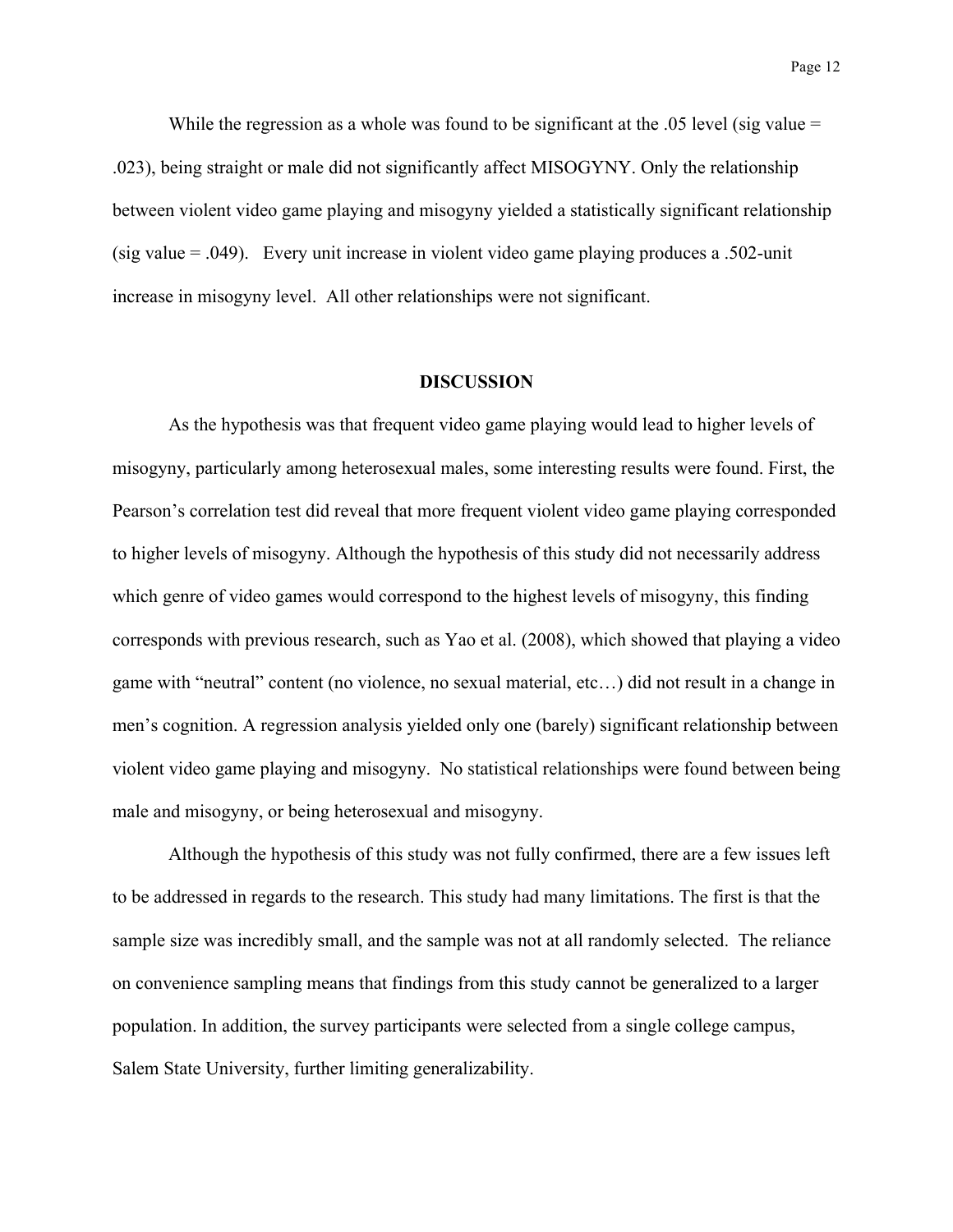While the regression as a whole was found to be significant at the .05 level (sig value = .023), being straight or male did not significantly affect MISOGYNY. Only the relationship between violent video game playing and misogyny yielded a statistically significant relationship (sig value = .049). Every unit increase in violent video game playing produces a .502-unit increase in misogyny level. All other relationships were not significant.

## DISCUSSION

As the hypothesis was that frequent video game playing would lead to higher levels of misogyny, particularly among heterosexual males, some interesting results were found. First, the Pearson's correlation test did reveal that more frequent violent video game playing corresponded to higher levels of misogyny. Although the hypothesis of this study did not necessarily address which genre of video games would correspond to the highest levels of misogyny, this finding corresponds with previous research, such as Yao et al. (2008), which showed that playing a video game with "neutral" content (no violence, no sexual material, etc…) did not result in a change in men's cognition. A regression analysis yielded only one (barely) significant relationship between violent video game playing and misogyny. No statistical relationships were found between being male and misogyny, or being heterosexual and misogyny.

Although the hypothesis of this study was not fully confirmed, there are a few issues left to be addressed in regards to the research. This study had many limitations. The first is that the sample size was incredibly small, and the sample was not at all randomly selected. The reliance on convenience sampling means that findings from this study cannot be generalized to a larger population. In addition, the survey participants were selected from a single college campus, Salem State University, further limiting generalizability.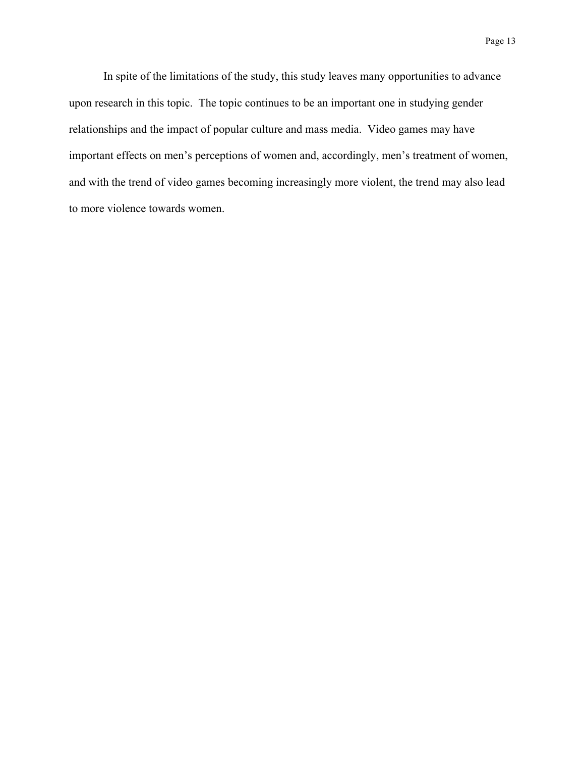In spite of the limitations of the study, this study leaves many opportunities to advance upon research in this topic.  The topic continues to be an important one in studying gender relationships and the impact of popular culture and mass media.  Video games may have important effects on men's perceptions of women and, accordingly, men's treatment of women, and with the trend of video games becoming increasingly more violent, the trend may also lead to more violence towards women.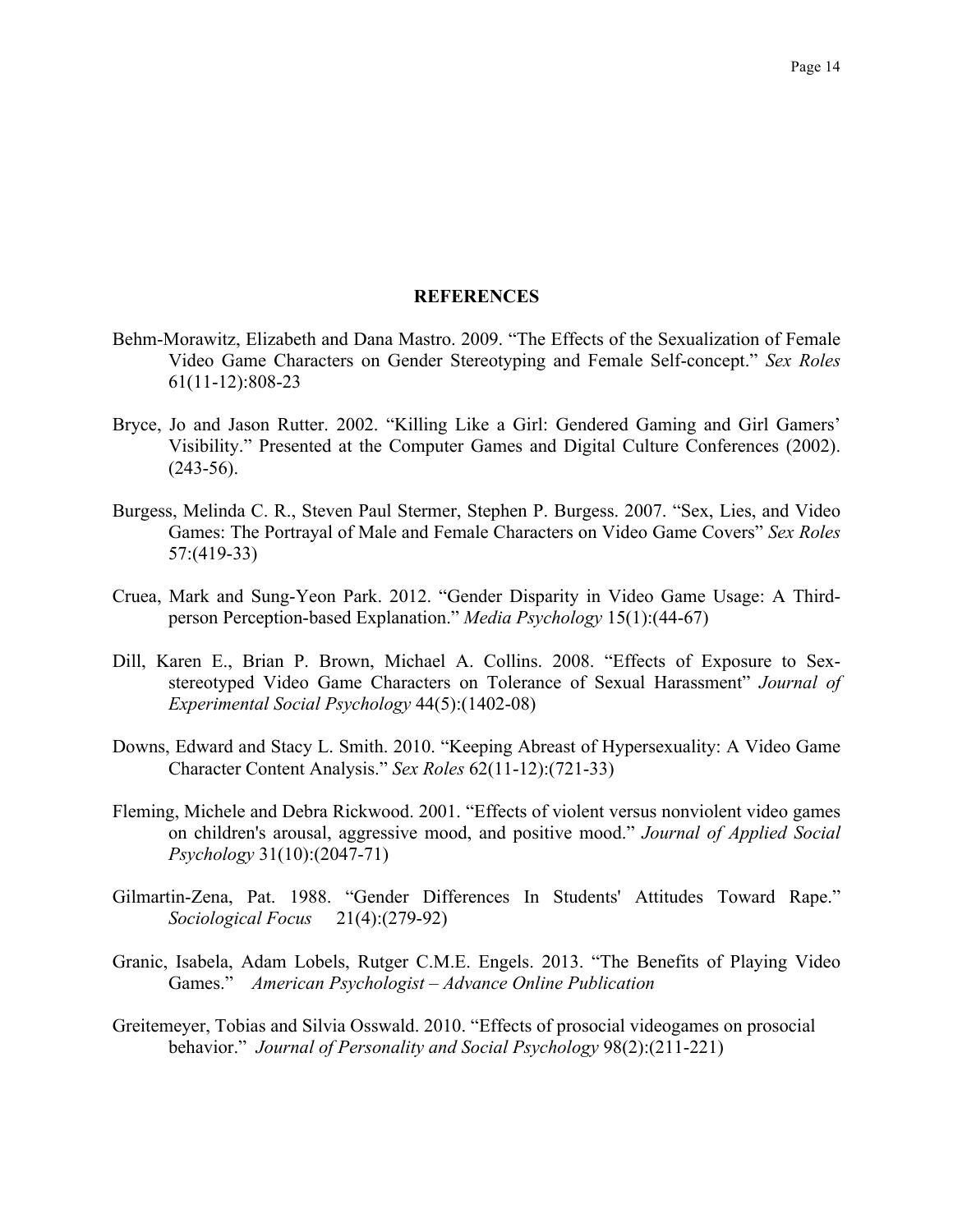## REFERENCES

Behm-Morawitz, Elizabeth and Dana Mastro. 2009. "The Effects of the Sexualization of Female Video Game Characters on Gender Stereotyping and Female Self-concept." *Sex Roles* 61(11-12):808-23

Bryce, Jo and Jason Rutter. 2002. "Killing Like a Girl: Gendered Gaming and Girl Gamers' Visibility." Presented at the Computer Games and Digital Culture Conferences (2002). (243-56).

Burgess, Melinda C. R., Steven Paul Stermer, Stephen P. Burgess. 2007. "Sex, Lies, and Video Games: The Portrayal of Male and Female Characters on Video Game Covers" *Sex Roles* 57:(419-33)

Cruea, Mark and Sung-Yeon Park. 2012. "Gender Disparity in Video Game Usage: A Third-person Perception-based Explanation." *Media Psychology* 15(1):(44-67)

Dill, Karen E., Brian P. Brown, Michael A. Collins. 2008. "Effects of Exposure to Sex-stereotyped Video Game Characters on Tolerance of Sexual Harassment" *Journal of Experimental Social Psychology* 44(5):(1402-08)

Downs, Edward and Stacy L. Smith. 2010. "Keeping Abreast of Hypersexuality: A Video Game Character Content Analysis." *Sex Roles* 62(11-12):(721-33)

Fleming, Michele and Debra Rickwood. 2001. "Effects of violent versus nonviolent video games on children's arousal, aggressive mood, and positive mood." *Journal of Applied Social Psychology* 31(10):(2047-71)

Gilmartin-Zena, Pat. 1988. "Gender Differences In Students' Attitudes Toward Rape." *Sociological Focus* 21(4):(279-92)

Granic, Isabela, Adam Lobels, Rutger C.M.E. Engels. 2013. "The Benefits of Playing Video Games." *American Psychologist – Advance Online Publication*

Greitemeyer, Tobias and Silvia Osswald. 2010. "Effects of prosocial videogames on prosocial behavior." *Journal of Personality and Social Psychology* 98(2):(211-221)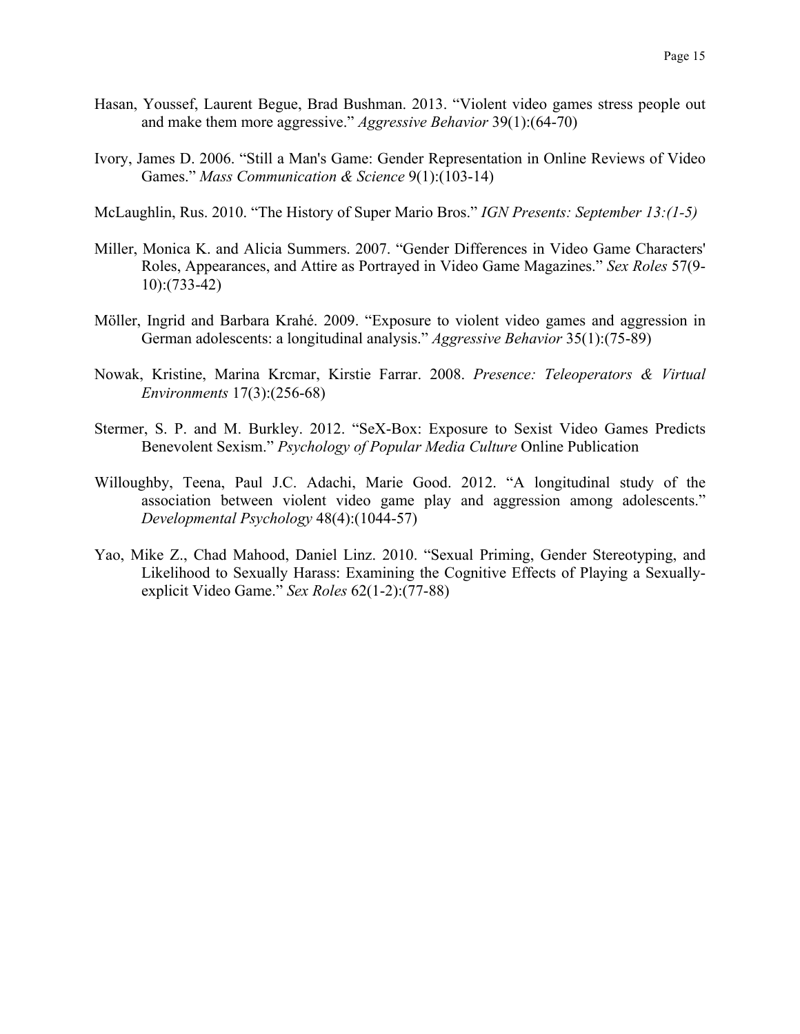Hasan, Youssef, Laurent Begue, Brad Bushman. 2013. "Violent video games stress people out and make them more aggressive." *Aggressive Behavior* 39(1):(64-70)

Ivory, James D. 2006. "Still a Man's Game: Gender Representation in Online Reviews of Video Games." *Mass Communication & Science* 9(1):(103-14)

McLaughlin, Rus. 2010. "The History of Super Mario Bros." *IGN Presents: September 13:(1-5)*

Miller, Monica K. and Alicia Summers. 2007. "Gender Differences in Video Game Characters' Roles, Appearances, and Attire as Portrayed in Video Game Magazines." *Sex Roles* 57(9-10):(733-42)

Möller, Ingrid and Barbara Krahé. 2009. "Exposure to violent video games and aggression in German adolescents: a longitudinal analysis." *Aggressive Behavior* 35(1):(75-89)

Nowak, Kristine, Marina Krcmar, Kirstie Farrar. 2008. *Presence: Teleoperators & Virtual Environments* 17(3):(256-68)

Stermer, S. P. and M. Burkley. 2012. "SeX-Box: Exposure to Sexist Video Games Predicts Benevolent Sexism." *Psychology of Popular Media Culture* Online Publication

Willoughby, Teena, Paul J.C. Adachi, Marie Good. 2012. "A longitudinal study of the association between violent video game play and aggression among adolescents." *Developmental Psychology* 48(4):(1044-57)

Yao, Mike Z., Chad Mahood, Daniel Linz. 2010. "Sexual Priming, Gender Stereotyping, and Likelihood to Sexually Harass: Examining the Cognitive Effects of Playing a Sexually-explicit Video Game." *Sex Roles* 62(1-2):(77-88)